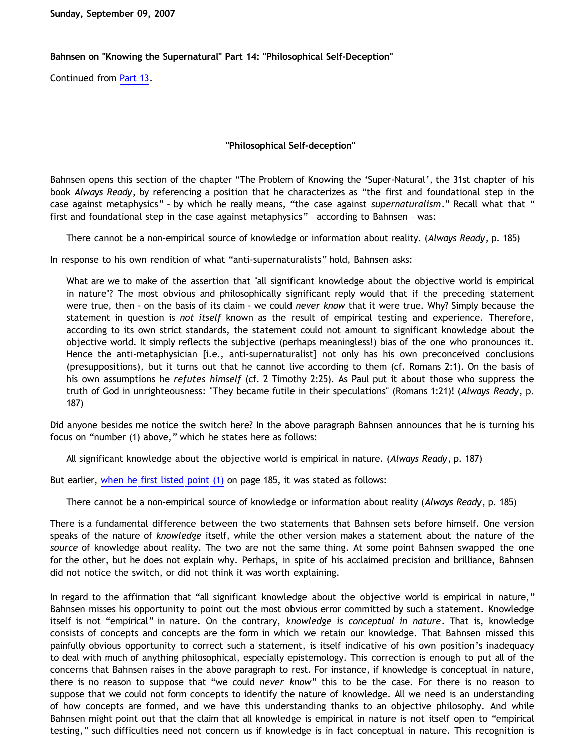Sunday, September 09, 2007

**Bahnsen on "Knowing the Supernatural" Part 14: "Philosophical Self-Deception"**

Continued from Part 13.

**"Philosophical Self-deception"**

Bahnsen opens this section of the chapter "The Problem of Knowing the 'Super-Natural', the 31st chapter of his book *Always Ready*, by referencing a position that he characterizes as "the first and foundational step in the case against metaphysics" – by which he really means, "the case against *supernaturalism*." Recall what that " first and foundational step in the case against metaphysics" – according to Bahnsen – was:

> There cannot be a non-empirical source of knowledge or information about reality. (*Always Ready*, p. 185)

In response to his own rendition of what "anti-supernaturalists" hold, Bahnsen asks:

> What are we to make of the assertion that "all significant knowledge about the objective world is empirical in nature"? The most obvious and philosophically significant reply would that if the preceding statement were true, then - on the basis of its claim - we could *never know* that it were true. Why? Simply because the statement in question is *not itself* known as the result of empirical testing and experience. Therefore, according to its own strict standards, the statement could not amount to significant knowledge about the objective world. It simply reflects the subjective (perhaps meaningless!) bias of the one who pronounces it. Hence the anti-metaphysician [i.e., anti-supernaturalist] not only has his own preconceived conclusions (presuppositions), but it turns out that he cannot live according to them (cf. Romans 2:1). On the basis of his own assumptions he *refutes himself* (cf. 2 Timothy 2:25). As Paul put it about those who suppress the truth of God in unrighteousness: "They became futile in their speculations" (Romans 1:21)! (*Always Ready*, p. 187)

Did anyone besides me notice the switch here? In the above paragraph Bahnsen announces that he is turning his focus on "number (1) above," which he states here as follows:

> All significant knowledge about the objective world is empirical in nature. (*Always Ready*, p. 187)

But earlier, when he first listed point (1) on page 185, it was stated as follows:

> There cannot be a non-empirical source of knowledge or information about reality (*Always Ready*, p. 185)

There is a fundamental difference between the two statements that Bahnsen sets before himself. One version speaks of the nature of *knowledge* itself, while the other version makes a statement about the nature of the *source* of knowledge about reality. The two are not the same thing. At some point Bahnsen swapped the one for the other, but he does not explain why. Perhaps, in spite of his acclaimed precision and brilliance, Bahnsen did not notice the switch, or did not think it was worth explaining.

In regard to the affirmation that "all significant knowledge about the objective world is empirical in nature," Bahnsen misses his opportunity to point out the most obvious error committed by such a statement. Knowledge itself is not "empirical" in nature. On the contrary, *knowledge is conceptual in nature*. That is, knowledge consists of concepts and concepts are the form in which we retain our knowledge. That Bahnsen missed this painfully obvious opportunity to correct such a statement, is itself indicative of his own position's inadequacy to deal with much of anything philosophical, especially epistemology. This correction is enough to put all of the concerns that Bahnsen raises in the above paragraph to rest. For instance, if knowledge is conceptual in nature, there is no reason to suppose that "we could *never know*" this to be the case. For there is no reason to suppose that we could not form concepts to identify the nature of knowledge. All we need is an understanding of how concepts are formed, and we have this understanding thanks to an objective philosophy. And while Bahnsen might point out that the claim that all knowledge is empirical in nature is not itself open to "empirical testing," such difficulties need not concern us if knowledge is in fact conceptual in nature. This recognition is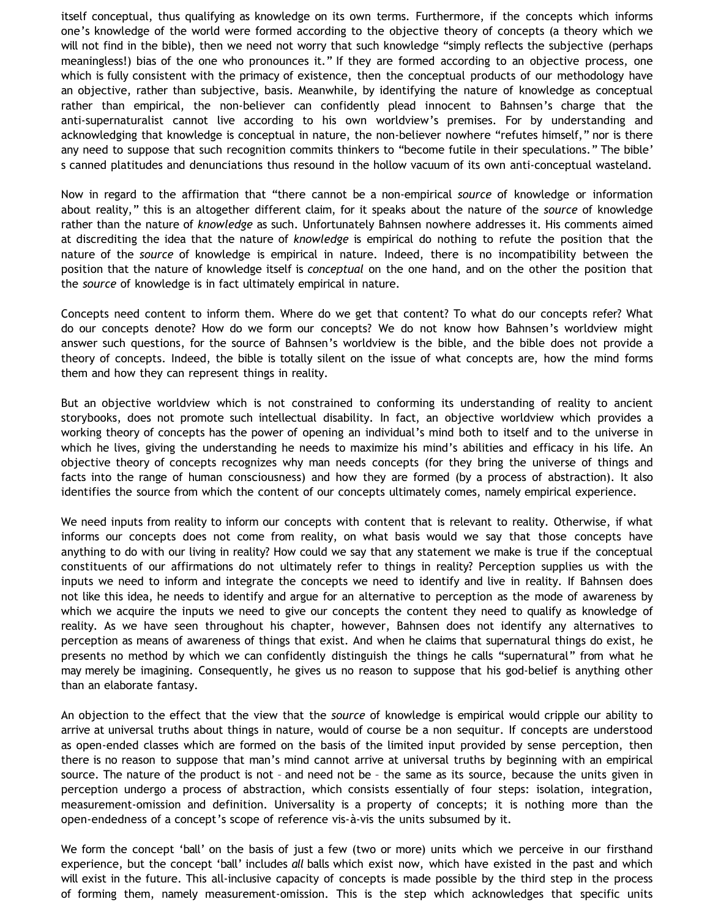itself conceptual, thus qualifying as knowledge on its own terms. Furthermore, if the concepts which informs one's knowledge of the world were formed according to the objective theory of concepts (a theory which we will not find in the bible), then we need not worry that such knowledge "simply reflects the subjective (perhaps meaningless!) bias of the one who pronounces it." If they are formed according to an objective process, one which is fully consistent with the primacy of existence, then the conceptual products of our methodology have an objective, rather than subjective, basis. Meanwhile, by identifying the nature of knowledge as conceptual rather than empirical, the non-believer can confidently plead innocent to Bahnsen's charge that the anti-supernaturalist cannot live according to his own worldview's premises. For by understanding and acknowledging that knowledge is conceptual in nature, the non-believer nowhere "refutes himself," nor is there any need to suppose that such recognition commits thinkers to "become futile in their speculations." The bible's canned platitudes and denunciations thus resound in the hollow vacuum of its own anti-conceptual wasteland.

Now in regard to the affirmation that "there cannot be a non-empirical *source* of knowledge or information about reality," this is an altogether different claim, for it speaks about the nature of the *source* of knowledge rather than the nature of *knowledge* as such. Unfortunately Bahnsen nowhere addresses it. His comments aimed at discrediting the idea that the nature of *knowledge* is empirical do nothing to refute the position that the nature of the *source* of knowledge is empirical in nature. Indeed, there is no incompatibility between the position that the nature of knowledge itself is *conceptual* on the one hand, and on the other the position that the *source* of knowledge is in fact ultimately empirical in nature.

Concepts need content to inform them. Where do we get that content? To what do our concepts refer? What do our concepts denote? How do we form our concepts? We do not know how Bahnsen's worldview might answer such questions, for the source of Bahnsen's worldview is the bible, and the bible does not provide a theory of concepts. Indeed, the bible is totally silent on the issue of what concepts are, how the mind forms them and how they can represent things in reality.

But an objective worldview which is not constrained to conforming its understanding of reality to ancient storybooks, does not promote such intellectual disability. In fact, an objective worldview which provides a working theory of concepts has the power of opening an individual's mind both to itself and to the universe in which he lives, giving the understanding he needs to maximize his mind's abilities and efficacy in his life. An objective theory of concepts recognizes why man needs concepts (for they bring the universe of things and facts into the range of human consciousness) and how they are formed (by a process of abstraction). It also identifies the source from which the content of our concepts ultimately comes, namely empirical experience.

We need inputs from reality to inform our concepts with content that is relevant to reality. Otherwise, if what informs our concepts does not come from reality, on what basis would we say that those concepts have anything to do with our living in reality? How could we say that any statement we make is true if the conceptual constituents of our affirmations do not ultimately refer to things in reality? Perception supplies us with the inputs we need to inform and integrate the concepts we need to identify and live in reality. If Bahnsen does not like this idea, he needs to identify and argue for an alternative to perception as the mode of awareness by which we acquire the inputs we need to give our concepts the content they need to qualify as knowledge of reality. As we have seen throughout his chapter, however, Bahnsen does not identify any alternatives to perception as means of awareness of things that exist. And when he claims that supernatural things do exist, he presents no method by which we can confidently distinguish the things he calls "supernatural" from what he may merely be imagining. Consequently, he gives us no reason to suppose that his god-belief is anything other than an elaborate fantasy.

An objection to the effect that the view that the *source* of knowledge is empirical would cripple our ability to arrive at universal truths about things in nature, would of course be a non sequitur. If concepts are understood as open-ended classes which are formed on the basis of the limited input provided by sense perception, then there is no reason to suppose that man's mind cannot arrive at universal truths by beginning with an empirical source. The nature of the product is not – and need not be – the same as its source, because the units given in perception undergo a process of abstraction, which consists essentially of four steps: isolation, integration, measurement-omission and definition. Universality is a property of concepts; it is nothing more than the open-endedness of a concept's scope of reference vis-à-vis the units subsumed by it.

We form the concept 'ball' on the basis of just a few (two or more) units which we perceive in our firsthand experience, but the concept 'ball' includes *all* balls which exist now, which have existed in the past and which will exist in the future. This all-inclusive capacity of concepts is made possible by the third step in the process of forming them, namely measurement-omission. This is the step which acknowledges that specific units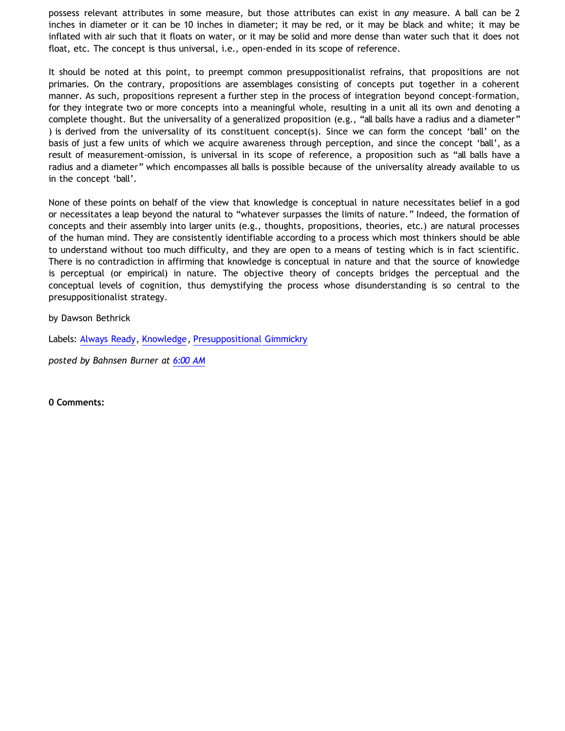possess relevant attributes in some measure, but those attributes can exist in *any* measure. A ball can be 2 inches in diameter or it can be 10 inches in diameter; it may be red, or it may be black and white; it may be inflated with air such that it floats on water, or it may be solid and more dense than water such that it does not float, etc. The concept is thus universal, i.e., open-ended in its scope of reference.

It should be noted at this point, to preempt common presuppositionalist refrains, that propositions are not primaries. On the contrary, propositions are assemblages consisting of concepts put together in a coherent manner. As such, propositions represent a further step in the process of integration beyond concept-formation, for they integrate two or more concepts into a meaningful whole, resulting in a unit all its own and denoting a complete thought. But the universality of a generalized proposition (e.g., "all balls have a radius and a diameter" ) is derived from the universality of its constituent concept(s). Since we can form the concept 'ball' on the basis of just a few units of which we acquire awareness through perception, and since the concept 'ball', as a result of measurement-omission, is universal in its scope of reference, a proposition such as "all balls have a radius and a diameter" which encompasses all balls is possible because of the universality already available to us in the concept 'ball'.

None of these points on behalf of the view that knowledge is conceptual in nature necessitates belief in a god or necessitates a leap beyond the natural to "whatever surpasses the limits of nature." Indeed, the formation of concepts and their assembly into larger units (e.g., thoughts, propositions, theories, etc.) are natural processes of the human mind. They are consistently identifiable according to a process which most thinkers should be able to understand without too much difficulty, and they are open to a means of testing which is in fact scientific. There is no contradiction in affirming that knowledge is conceptual in nature and that the source of knowledge is perceptual (or empirical) in nature. The objective theory of concepts bridges the perceptual and the conceptual levels of cognition, thus demystifying the process whose disunderstanding is so central to the presuppositionalist strategy.

by Dawson Bethrick

Labels: Always Ready, Knowledge, Presuppositional Gimmickry

*posted by Bahnsen Burner at 6:00 AM*

**0 Comments:**